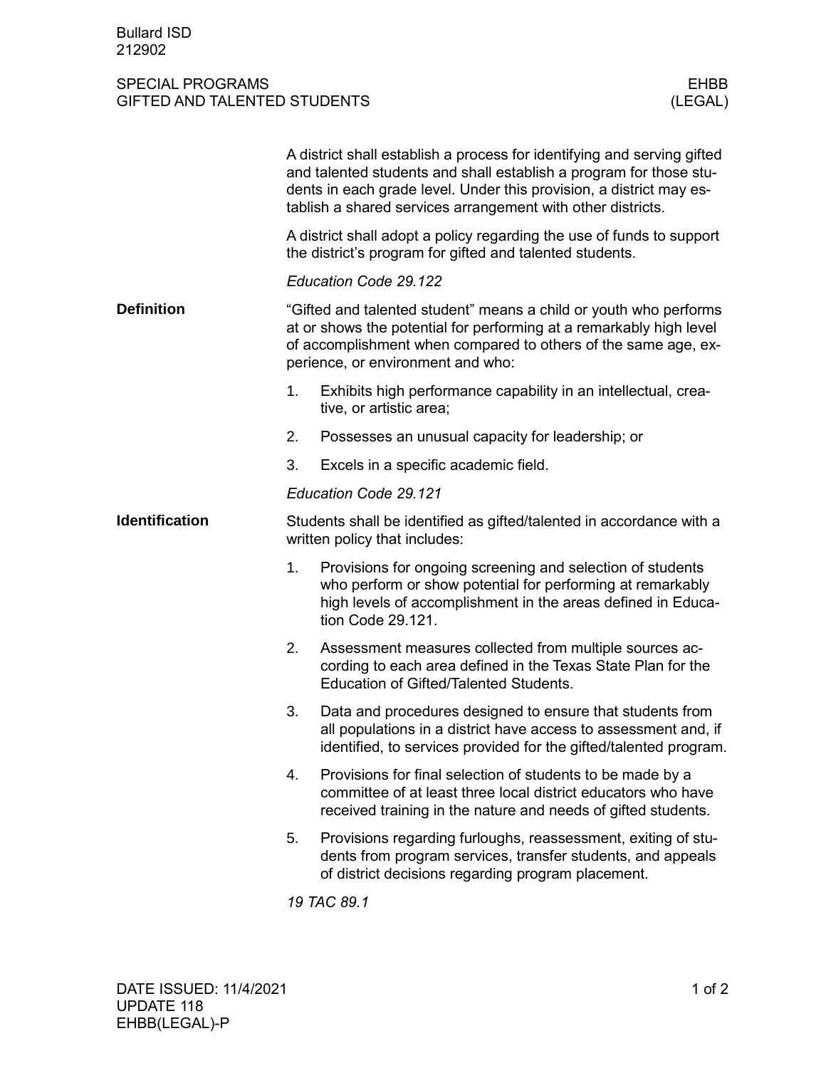Bullard ISD
212902

SPECIAL PROGRAMS
GIFTED AND TALENTED STUDENTS

EHBB
(LEGAL)

A district shall establish a process for identifying and serving gifted and talented students and shall establish a program for those students in each grade level. Under this provision, a district may establish a shared services arrangement with other districts.

A district shall adopt a policy regarding the use of funds to support the district's program for gifted and talented students.

*Education Code 29.122*

## Definition

"Gifted and talented student" means a child or youth who performs at or shows the potential for performing at a remarkably high level of accomplishment when compared to others of the same age, experience, or environment and who:

1. Exhibits high performance capability in an intellectual, creative, or artistic area;
2. Possesses an unusual capacity for leadership; or
3. Excels in a specific academic field.

*Education Code 29.121*

## Identification

Students shall be identified as gifted/talented in accordance with a written policy that includes:

1. Provisions for ongoing screening and selection of students who perform or show potential for performing at remarkably high levels of accomplishment in the areas defined in Education Code 29.121.
2. Assessment measures collected from multiple sources according to each area defined in the Texas State Plan for the Education of Gifted/Talented Students.
3. Data and procedures designed to ensure that students from all populations in a district have access to assessment and, if identified, to services provided for the gifted/talented program.
4. Provisions for final selection of students to be made by a committee of at least three local district educators who have received training in the nature and needs of gifted students.
5. Provisions regarding furloughs, reassessment, exiting of students from program services, transfer students, and appeals of district decisions regarding program placement.

*19 TAC 89.1*

DATE ISSUED: 11/4/2021
UPDATE 118
EHBB(LEGAL)-P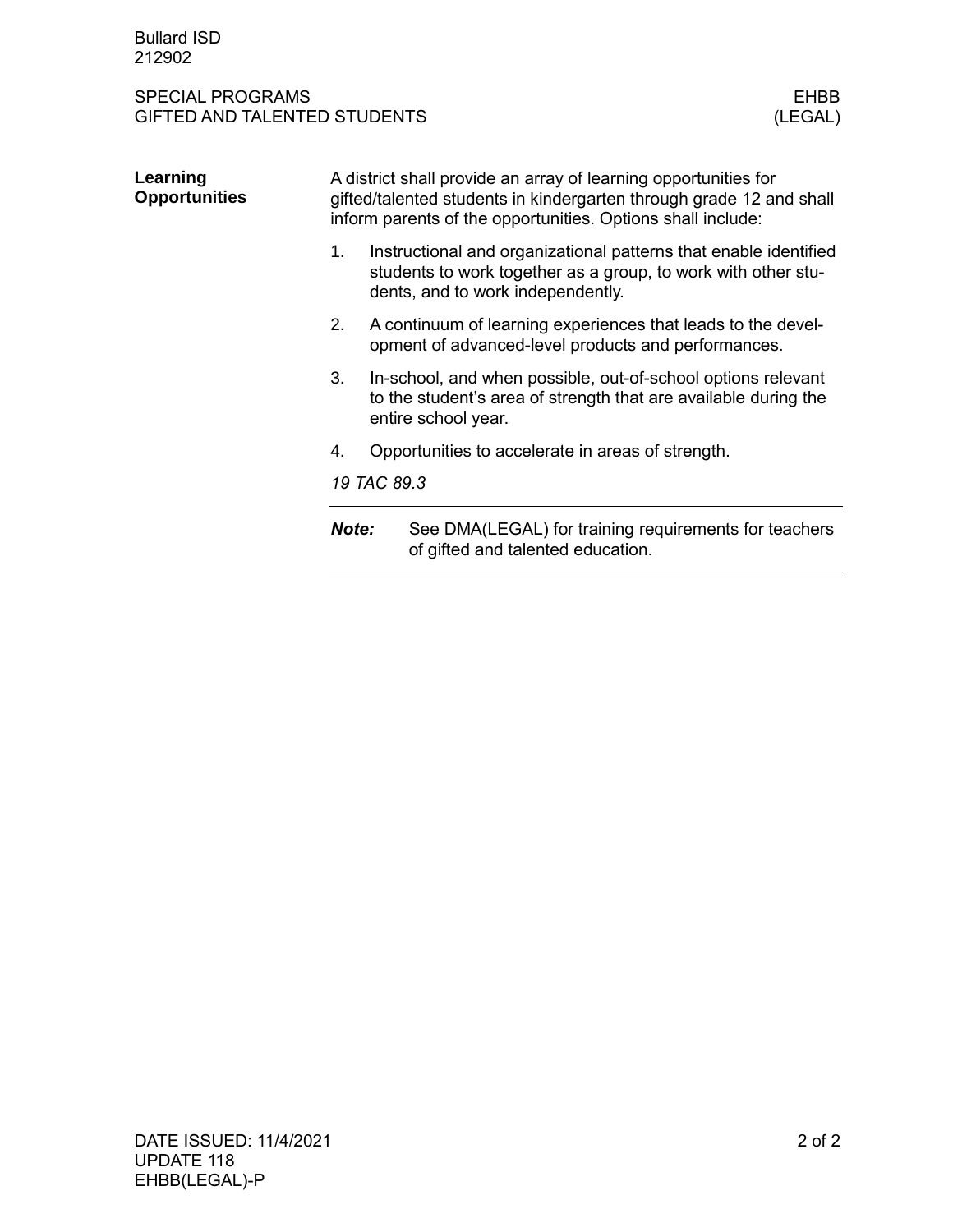## Learning Opportunities

A district shall provide an array of learning opportunities for gifted/talented students in kindergarten through grade 12 and shall inform parents of the opportunities. Options shall include:

1. Instructional and organizational patterns that enable identified students to work together as a group, to work with other students, and to work independently.
2. A continuum of learning experiences that leads to the development of advanced-level products and performances.
3. In-school, and when possible, out-of-school options relevant to the student's area of strength that are available during the entire school year.
4. Opportunities to accelerate in areas of strength.

*19 TAC 89.3*

***Note:*** See DMA(LEGAL) for training requirements for teachers of gifted and talented education.